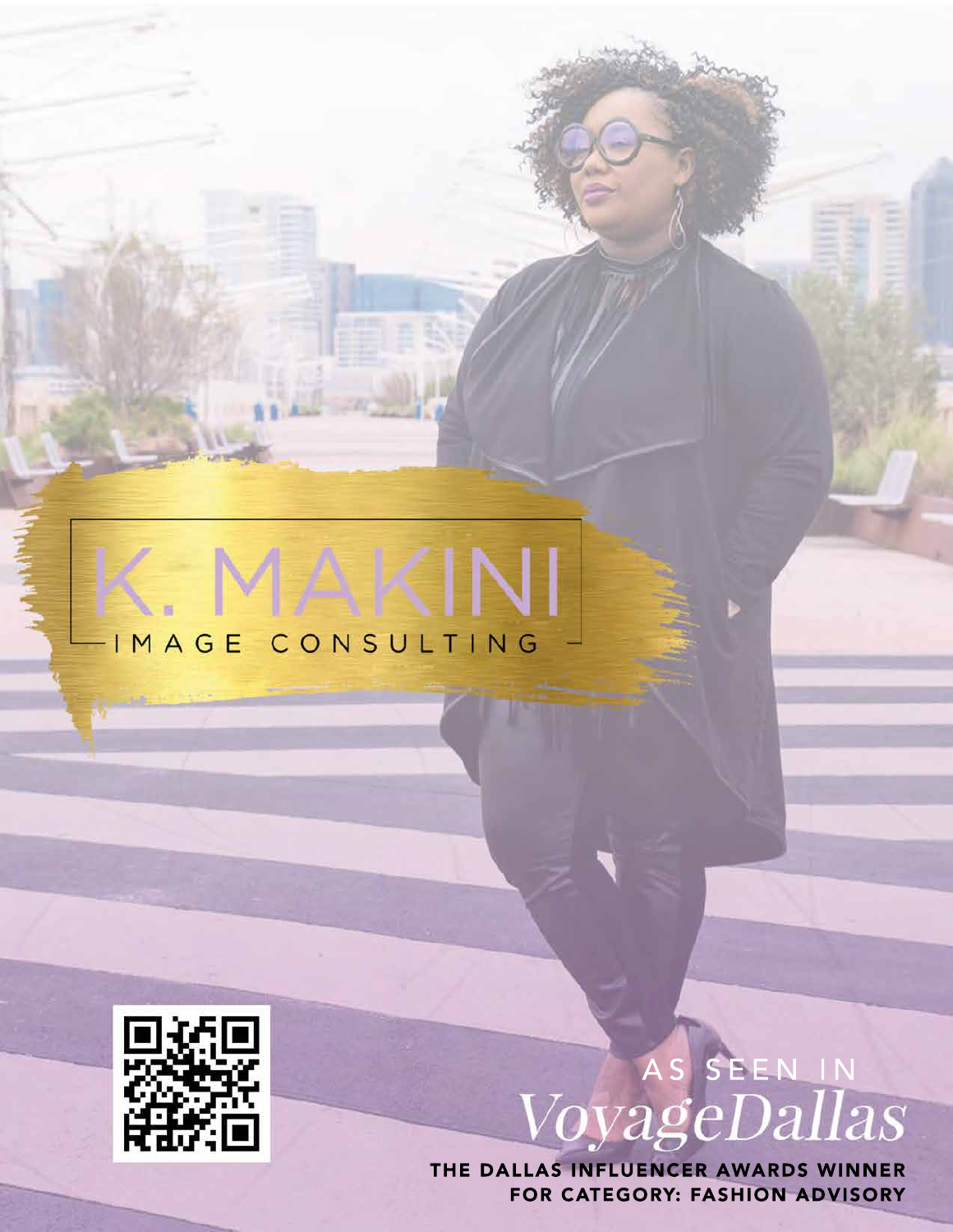# K. MAKINI

IMAGE CONSULTING

AS SEEN IN

*VoyageDallas*

**THE DALLAS INFLUENCER AWARDS WINNER FOR CATEGORY: FASHION ADVISORY**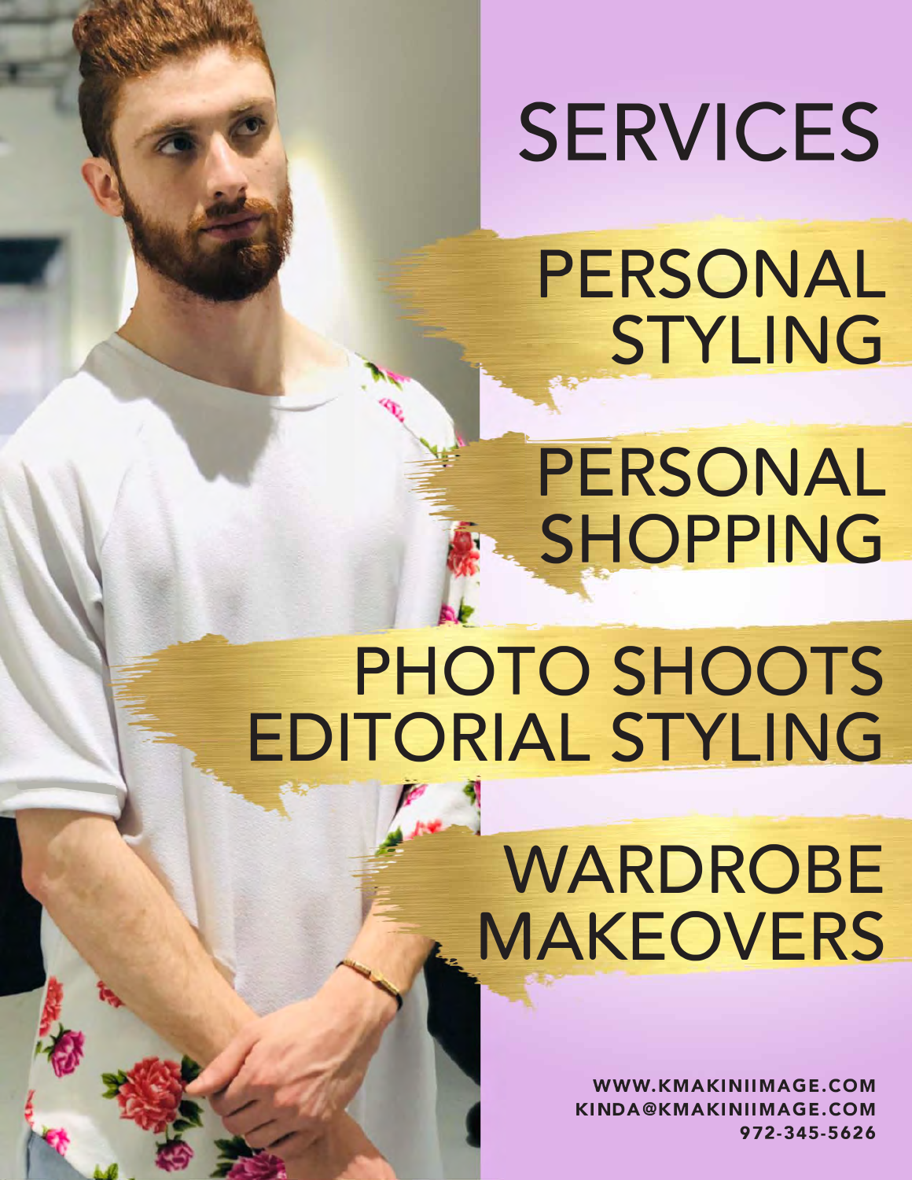# SERVICES

## PERSONAL STYLING

## PERSONAL SHOPPING

## PHOTO SHOOTS EDITORIAL STYLING

## WARDROBE MAKEOVERS

**WWW.KMAKINIIMAGE.COM**
**KINDA@KMAKINIIMAGE.COM**
**972-345-5626**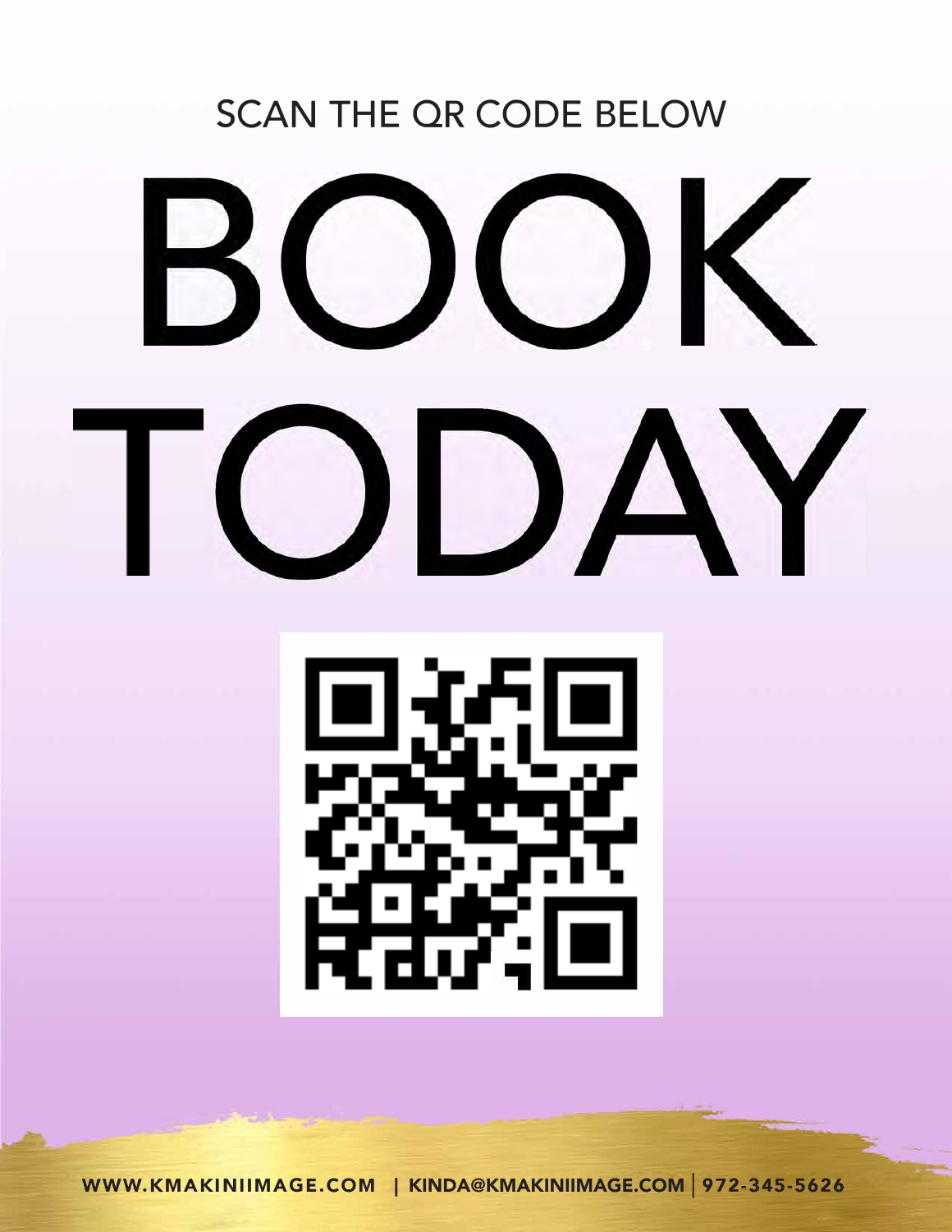SCAN THE QR CODE BELOW

# BOOK TODAY

**WWW.KMAKINIIMAGE.COM | KINDA@KMAKINIIMAGE.COM | 972-345-5626**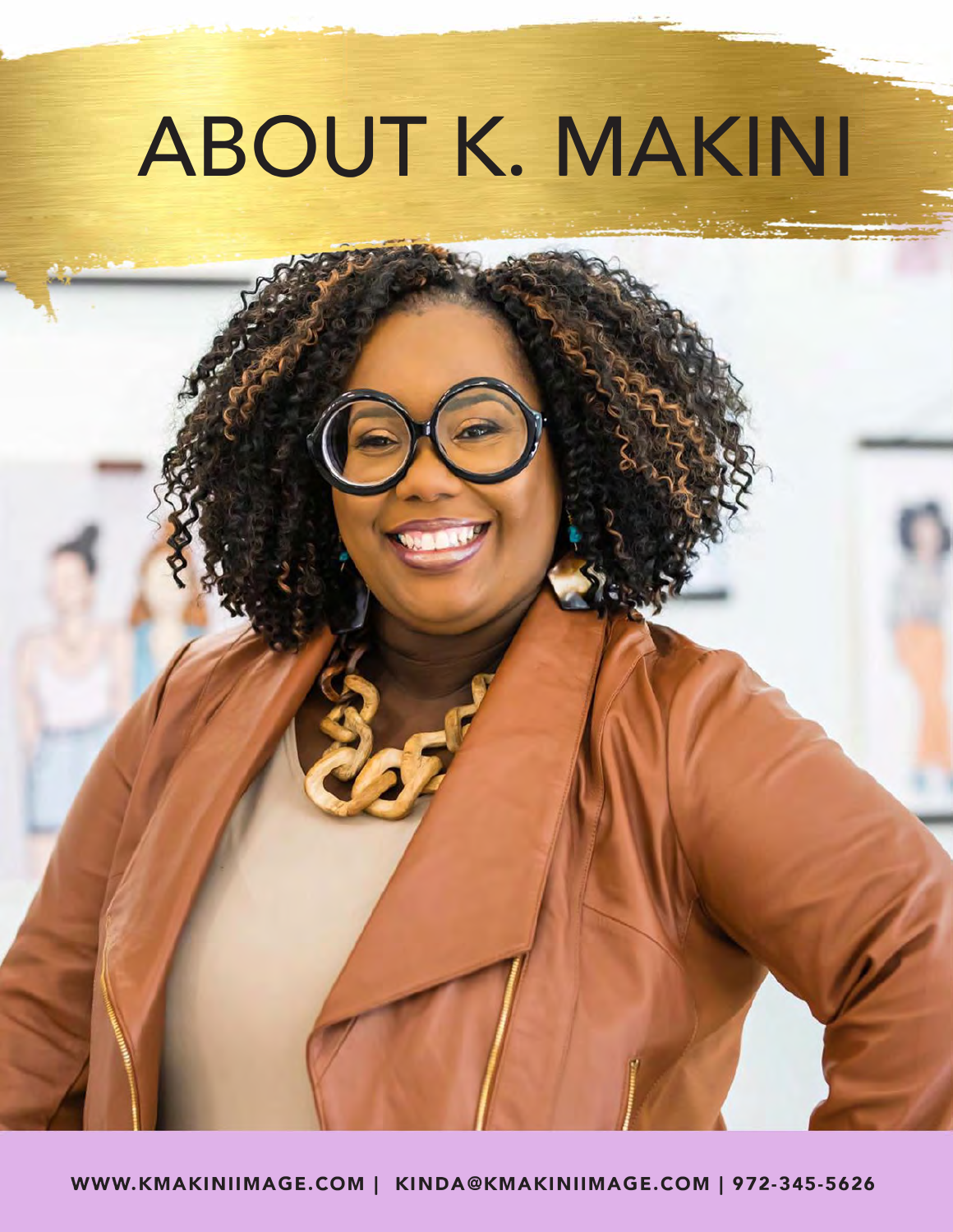# ABOUT K. MAKINI

**WWW.KMAKINIIMAGE.COM | KINDA@KMAKINIIMAGE.COM | 972-345-5626**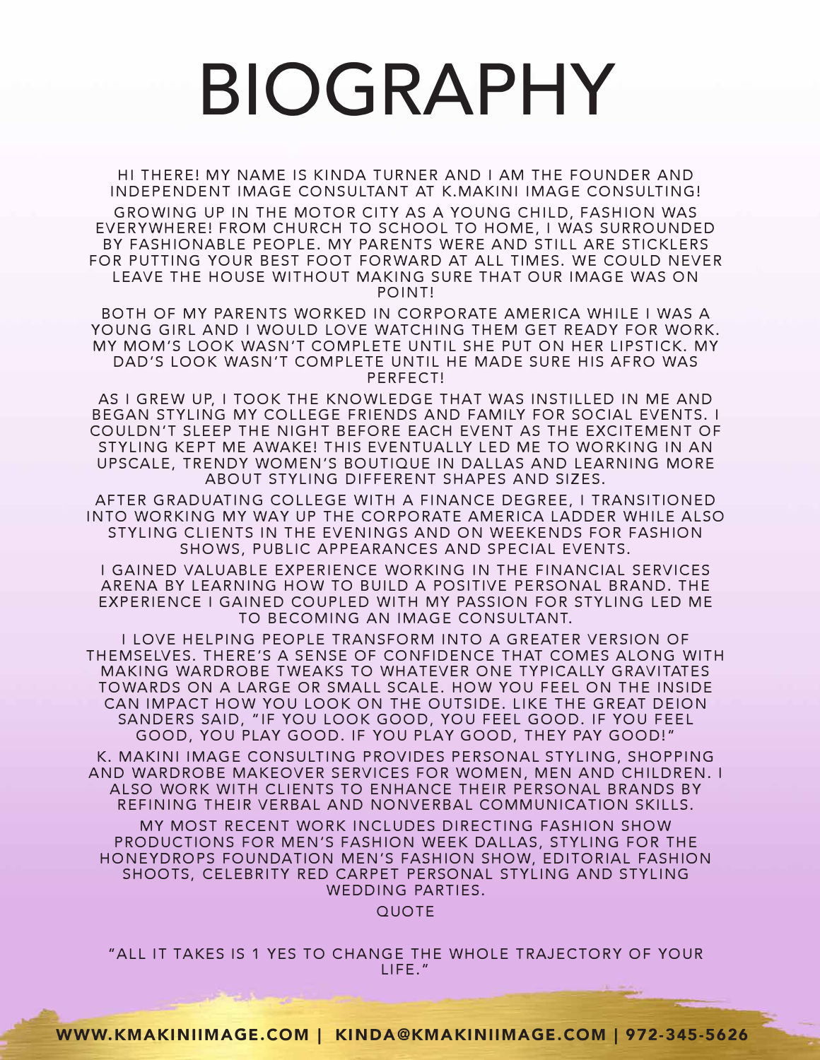# BIOGRAPHY

HI THERE! MY NAME IS KINDA TURNER AND I AM THE FOUNDER AND INDEPENDENT IMAGE CONSULTANT AT K.MAKINI IMAGE CONSULTING!

GROWING UP IN THE MOTOR CITY AS A YOUNG CHILD, FASHION WAS EVERYWHERE! FROM CHURCH TO SCHOOL TO HOME, I WAS SURROUNDED BY FASHIONABLE PEOPLE. MY PARENTS WERE AND STILL ARE STICKLERS FOR PUTTING YOUR BEST FOOT FORWARD AT ALL TIMES. WE COULD NEVER LEAVE THE HOUSE WITHOUT MAKING SURE THAT OUR IMAGE WAS ON POINT!

BOTH OF MY PARENTS WORKED IN CORPORATE AMERICA WHILE I WAS A YOUNG GIRL AND I WOULD LOVE WATCHING THEM GET READY FOR WORK. MY MOM'S LOOK WASN'T COMPLETE UNTIL SHE PUT ON HER LIPSTICK. MY DAD'S LOOK WASN'T COMPLETE UNTIL HE MADE SURE HIS AFRO WAS PERFECT!

AS I GREW UP, I TOOK THE KNOWLEDGE THAT WAS INSTILLED IN ME AND BEGAN STYLING MY COLLEGE FRIENDS AND FAMILY FOR SOCIAL EVENTS. I COULDN'T SLEEP THE NIGHT BEFORE EACH EVENT AS THE EXCITEMENT OF STYLING KEPT ME AWAKE! THIS EVENTUALLY LED ME TO WORKING IN AN UPSCALE, TRENDY WOMEN'S BOUTIQUE IN DALLAS AND LEARNING MORE ABOUT STYLING DIFFERENT SHAPES AND SIZES.

AFTER GRADUATING COLLEGE WITH A FINANCE DEGREE, I TRANSITIONED INTO WORKING MY WAY UP THE CORPORATE AMERICA LADDER WHILE ALSO STYLING CLIENTS IN THE EVENINGS AND ON WEEKENDS FOR FASHION SHOWS, PUBLIC APPEARANCES AND SPECIAL EVENTS.

I GAINED VALUABLE EXPERIENCE WORKING IN THE FINANCIAL SERVICES ARENA BY LEARNING HOW TO BUILD A POSITIVE PERSONAL BRAND. THE EXPERIENCE I GAINED COUPLED WITH MY PASSION FOR STYLING LED ME TO BECOMING AN IMAGE CONSULTANT.

I LOVE HELPING PEOPLE TRANSFORM INTO A GREATER VERSION OF THEMSELVES. THERE'S A SENSE OF CONFIDENCE THAT COMES ALONG WITH MAKING WARDROBE TWEAKS TO WHATEVER ONE TYPICALLY GRAVITATES TOWARDS ON A LARGE OR SMALL SCALE. HOW YOU FEEL ON THE INSIDE CAN IMPACT HOW YOU LOOK ON THE OUTSIDE. LIKE THE GREAT DEION SANDERS SAID, "IF YOU LOOK GOOD, YOU FEEL GOOD. IF YOU FEEL GOOD, YOU PLAY GOOD. IF YOU PLAY GOOD, THEY PAY GOOD!"

K. MAKINI IMAGE CONSULTING PROVIDES PERSONAL STYLING, SHOPPING AND WARDROBE MAKEOVER SERVICES FOR WOMEN, MEN AND CHILDREN. I ALSO WORK WITH CLIENTS TO ENHANCE THEIR PERSONAL BRANDS BY REFINING THEIR VERBAL AND NONVERBAL COMMUNICATION SKILLS.

MY MOST RECENT WORK INCLUDES DIRECTING FASHION SHOW PRODUCTIONS FOR MEN'S FASHION WEEK DALLAS, STYLING FOR THE HONEYDROPS FOUNDATION MEN'S FASHION SHOW, EDITORIAL FASHION SHOOTS, CELEBRITY RED CARPET PERSONAL STYLING AND STYLING WEDDING PARTIES.

QUOTE

"ALL IT TAKES IS 1 YES TO CHANGE THE WHOLE TRAJECTORY OF YOUR LIFE."

**WWW.KMAKINIIMAGE.COM | KINDA@KMAKINIIMAGE.COM | 972-345-5626**